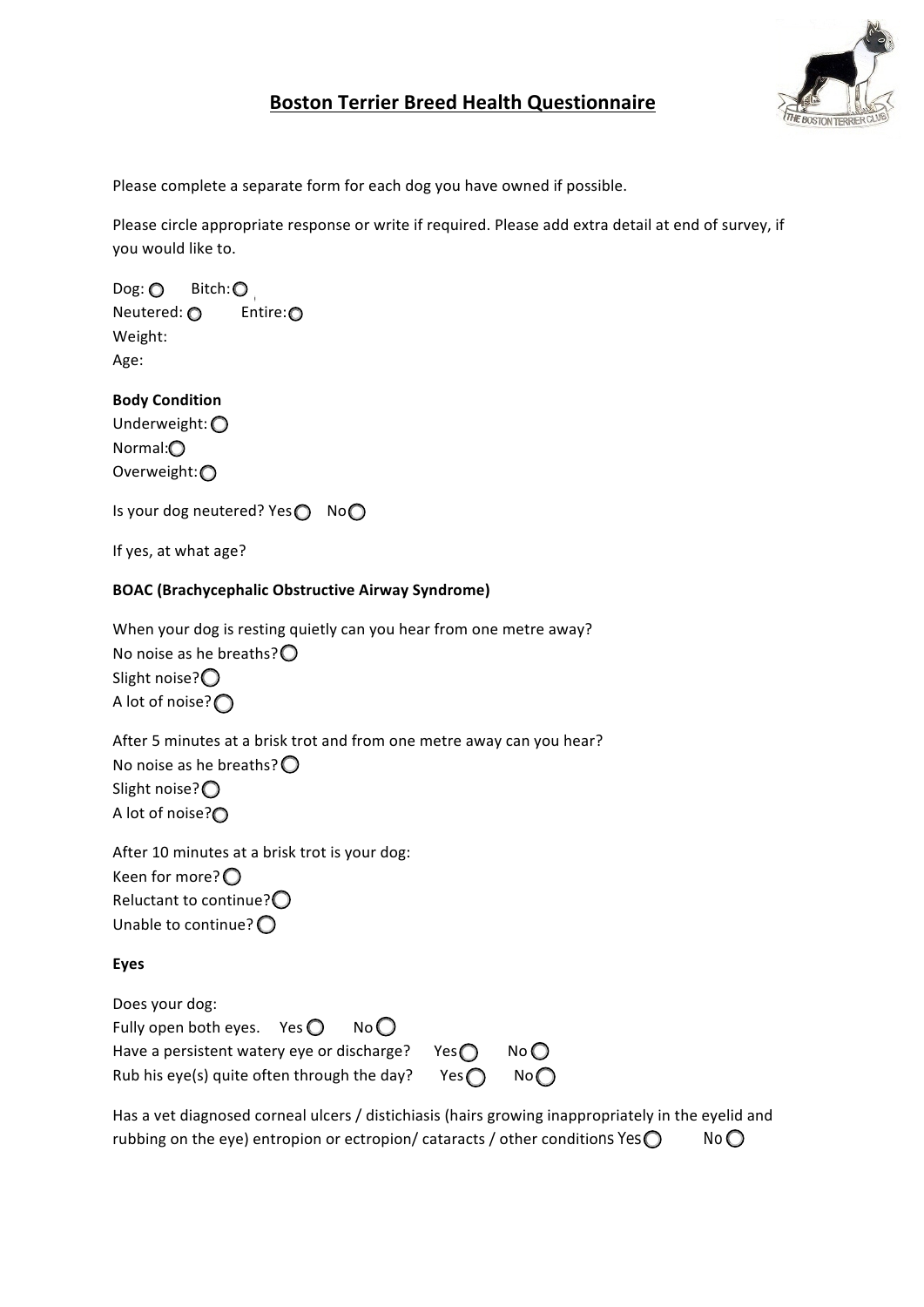# Boston Terrier Breed Health Questionnaire

Please complete a separate form for each dog you have owned if possible.

Please circle appropriate response or write if required. Please add extra detail at end of survey, if you would like to.

Dog: ○ Bitch: ○
Neutered: ○ Entire: ○
Weight:
Age:

**Body Condition**

Underweight: ○
Normal: ○
Overweight: ○

Is your dog neutered? Yes ○ No ○

If yes, at what age?

**BOAC (Brachycephalic Obstructive Airway Syndrome)**

When your dog is resting quietly can you hear from one metre away?
No noise as he breaths? ○
Slight noise? ○
A lot of noise? ○

After 5 minutes at a brisk trot and from one metre away can you hear?
No noise as he breaths? ○
Slight noise? ○
A lot of noise? ○

After 10 minutes at a brisk trot is your dog:
Keen for more? ○
Reluctant to continue? ○
Unable to continue? ○

**Eyes**

Does your dog:
Fully open both eyes. Yes ○ No ○
Have a persistent watery eye or discharge? Yes ○ No ○
Rub his eye(s) quite often through the day? Yes ○ No ○

Has a vet diagnosed corneal ulcers / distichiasis (hairs growing inappropriately in the eyelid and rubbing on the eye) entropion or ectropion/ cataracts / other conditions Yes ○ No ○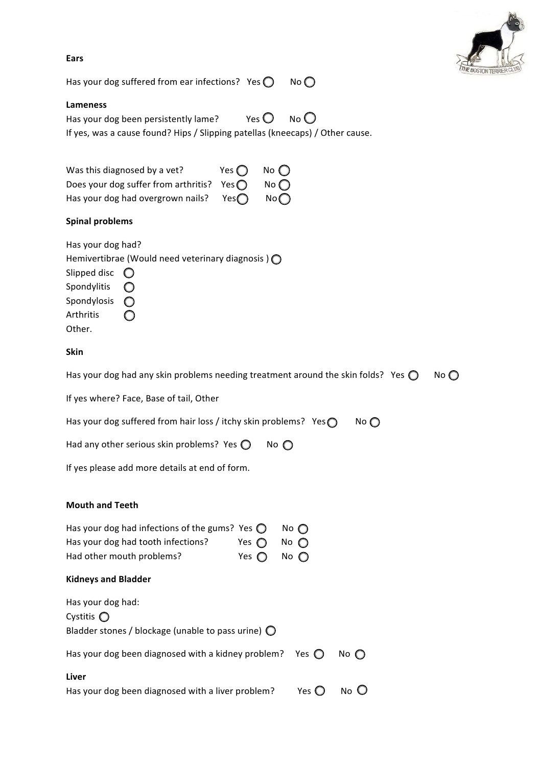**Ears**

Has your dog suffered from ear infections? Yes ◯ No ◯

**Lameness**

Has your dog been persistently lame? Yes ◯ No ◯

If yes, was a cause found? Hips / Slipping patellas (kneecaps) / Other cause.

Was this diagnosed by a vet? Yes ◯ No ◯

Does your dog suffer from arthritis? Yes ◯ No ◯

Has your dog had overgrown nails? Yes ◯ No ◯

**Spinal problems**

Has your dog had?

Hemivertibrae (Would need veterinary diagnosis ) ◯

Slipped disc ◯

Spondylitis ◯

Spondylosis ◯

Arthritis ◯

Other.

**Skin**

Has your dog had any skin problems needing treatment around the skin folds? Yes ◯ No ◯

If yes where? Face, Base of tail, Other

Has your dog suffered from hair loss / itchy skin problems? Yes ◯ No ◯

Had any other serious skin problems? Yes ◯ No ◯

If yes please add more details at end of form.

**Mouth and Teeth**

Has your dog had infections of the gums? Yes ◯ No ◯

Has your dog had tooth infections? Yes ◯ No ◯

Had other mouth problems? Yes ◯ No ◯

**Kidneys and Bladder**

Has your dog had:

Cystitis ◯

Bladder stones / blockage (unable to pass urine) ◯

Has your dog been diagnosed with a kidney problem? Yes ◯ No ◯

**Liver**

Has your dog been diagnosed with a liver problem? Yes ◯ No ◯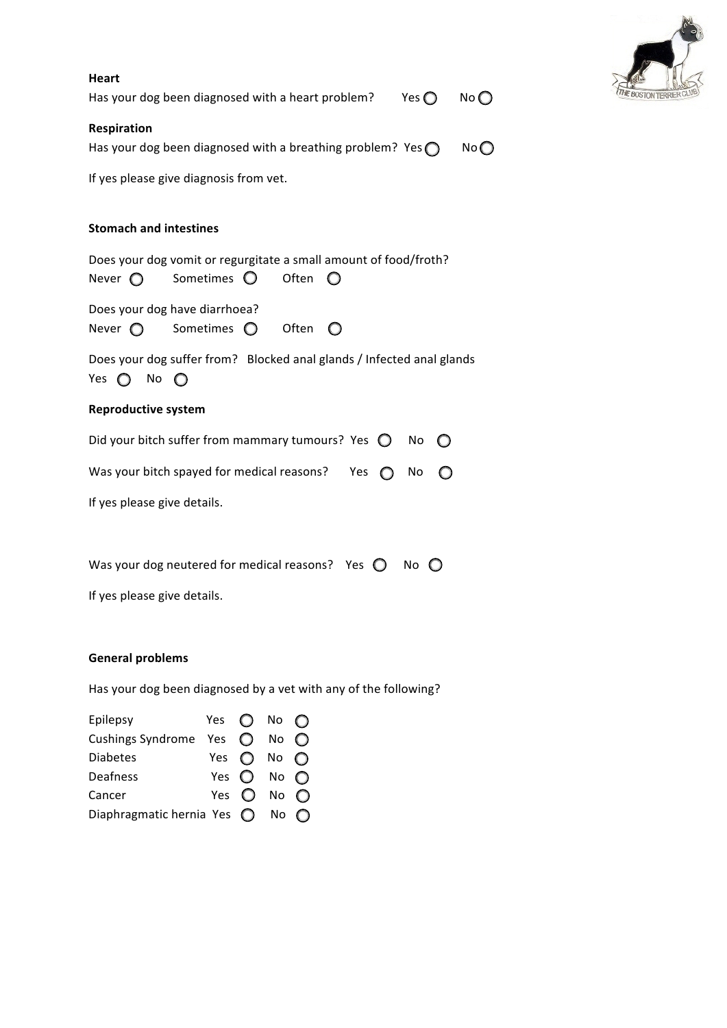**Heart**

Has your dog been diagnosed with a heart problem? Yes ○ No ○

**Respiration**

Has your dog been diagnosed with a breathing problem? Yes ○ No ○

If yes please give diagnosis from vet.

**Stomach and intestines**

Does your dog vomit or regurgitate a small amount of food/froth?
Never ○ Sometimes ○ Often ○

Does your dog have diarrhoea?
Never ○ Sometimes ○ Often ○

Does your dog suffer from? Blocked anal glands / Infected anal glands
Yes ○ No ○

**Reproductive system**

Did your bitch suffer from mammary tumours? Yes ○ No ○

Was your bitch spayed for medical reasons? Yes ○ No ○

If yes please give details.

Was your dog neutered for medical reasons? Yes ○ No ○

If yes please give details.

**General problems**

Has your dog been diagnosed by a vet with any of the following?

Epilepsy Yes ○ No ○
Cushings Syndrome Yes ○ No ○
Diabetes Yes ○ No ○
Deafness Yes ○ No ○
Cancer Yes ○ No ○
Diaphragmatic hernia Yes ○ No ○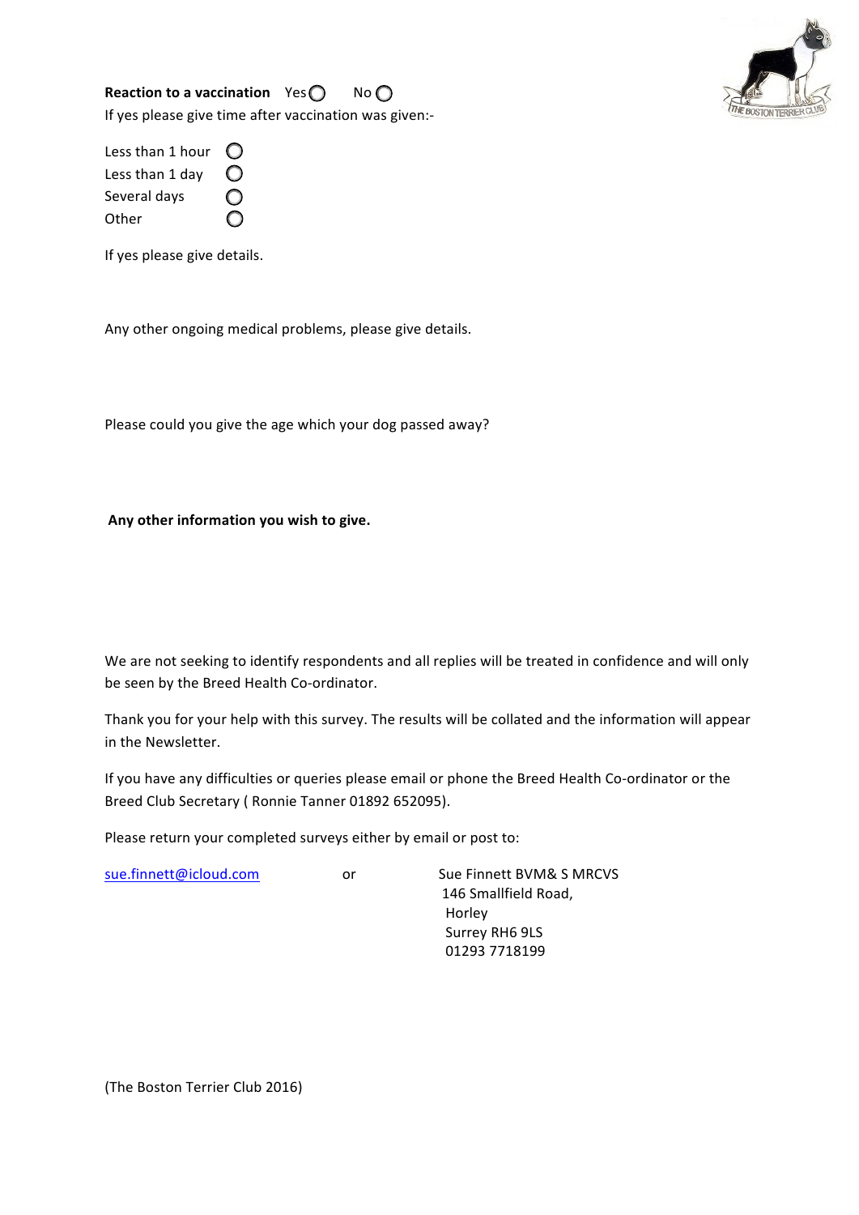**Reaction to a vaccination** Yes ◯ No ◯

If yes please give time after vaccination was given:-

Less than 1 hour ◯
Less than 1 day ◯
Several days ◯
Other ◯

If yes please give details.

Any other ongoing medical problems, please give details.

Please could you give the age which your dog passed away?

**Any other information you wish to give.**

We are not seeking to identify respondents and all replies will be treated in confidence and will only be seen by the Breed Health Co-ordinator.

Thank you for your help with this survey. The results will be collated and the information will appear in the Newsletter.

If you have any difficulties or queries please email or phone the Breed Health Co-ordinator or the Breed Club Secretary ( Ronnie Tanner 01892 652095).

Please return your completed surveys either by email or post to:

sue.finnett@icloud.com or

Sue Finnett BVM& S MRCVS
146 Smallfield Road,
Horley
Surrey RH6 9LS
01293 7718199

(The Boston Terrier Club 2016)